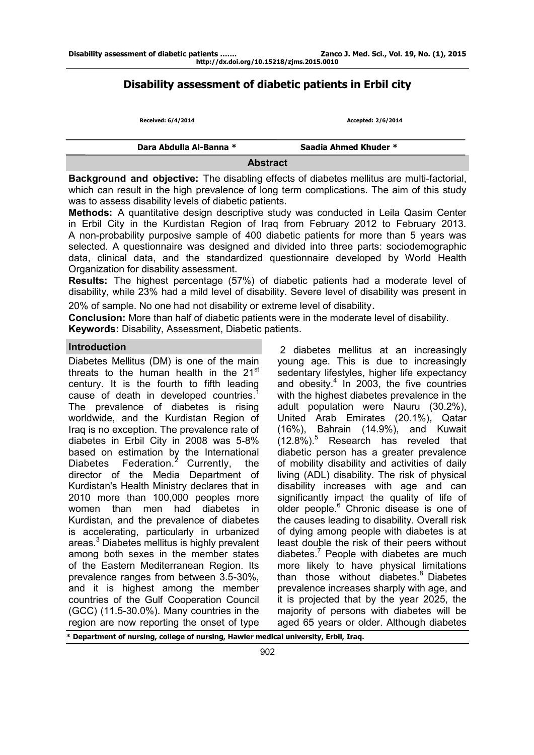# Disability assessment of diabetic patients in Erbil city

**Received: 6/4/2014** **Accepted: 2/6/2014**

**Dara Abdulla Al-Banna *** **Saadia Ahmed Khuder ***

## Abstract

**Background and objective:** The disabling effects of diabetes mellitus are multi-factorial, which can result in the high prevalence of long term complications. The aim of this study was to assess disability levels of diabetic patients.

**Methods:** A quantitative design descriptive study was conducted in Leila Qasim Center in Erbil City in the Kurdistan Region of Iraq from February 2012 to February 2013. A non-probability purposive sample of 400 diabetic patients for more than 5 years was selected. A questionnaire was designed and divided into three parts: sociodemographic data, clinical data, and the standardized questionnaire developed by World Health Organization for disability assessment.

**Results:** The highest percentage (57%) of diabetic patients had a moderate level of disability, while 23% had a mild level of disability. Severe level of disability was present in 20% of sample. No one had not disability or extreme level of disability.

**Conclusion:** More than half of diabetic patients were in the moderate level of disability.

**Keywords:** Disability, Assessment, Diabetic patients.

## Introduction

Diabetes Mellitus (DM) is one of the main threats to the human health in the 21st century. It is the fourth to fifth leading cause of death in developed countries.[1] The prevalence of diabetes is rising worldwide, and the Kurdistan Region of Iraq is no exception. The prevalence rate of diabetes in Erbil City in 2008 was 5-8% based on estimation by the International Diabetes Federation.[2] Currently, the director of the Media Department of Kurdistan's Health Ministry declares that in 2010 more than 100,000 peoples more women than men had diabetes in Kurdistan, and the prevalence of diabetes is accelerating, particularly in urbanized areas.[3] Diabetes mellitus is highly prevalent among both sexes in the member states of the Eastern Mediterranean Region. Its prevalence ranges from between 3.5-30%, and it is highest among the member countries of the Gulf Cooperation Council (GCC) (11.5-30.0%). Many countries in the region are now reporting the onset of type 2 diabetes mellitus at an increasingly young age. This is due to increasingly sedentary lifestyles, higher life expectancy and obesity.[4] In 2003, the five countries with the highest diabetes prevalence in the adult population were Nauru (30.2%), United Arab Emirates (20.1%), Qatar (16%), Bahrain (14.9%), and Kuwait (12.8%).[5] Research has reveled that diabetic person has a greater prevalence of mobility disability and activities of daily living (ADL) disability. The risk of physical disability increases with age and can significantly impact the quality of life of older people.[6] Chronic disease is one of the causes leading to disability. Overall risk of dying among people with diabetes is at least double the risk of their peers without diabetes.[7] People with diabetes are much more likely to have physical limitations than those without diabetes.[8] Diabetes prevalence increases sharply with age, and it is projected that by the year 2025, the majority of persons with diabetes will be aged 65 years or older. Although diabetes

\* Department of nursing, college of nursing, Hawler medical university, Erbil, Iraq.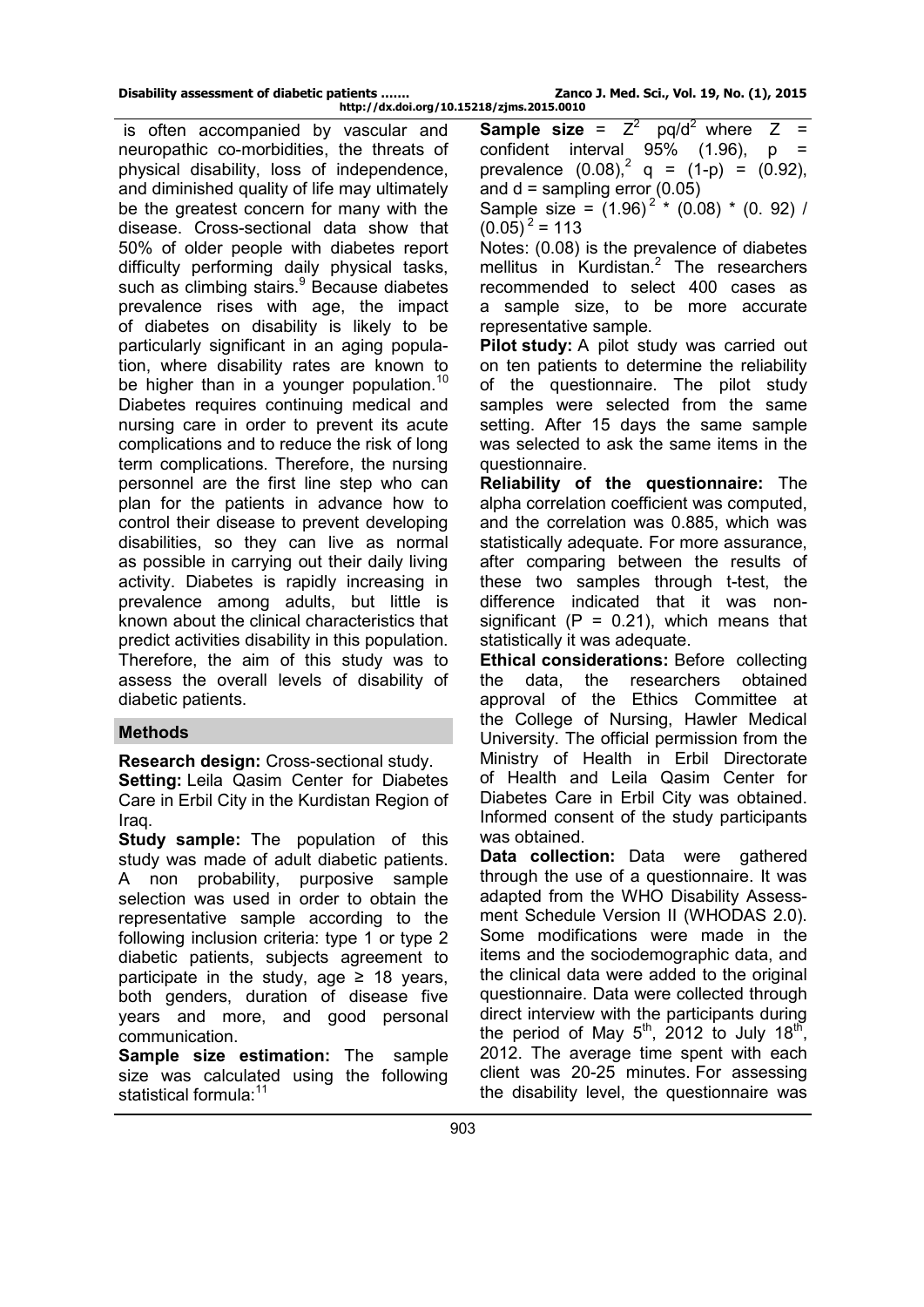is often accompanied by vascular and neuropathic co-morbidities, the threats of physical disability, loss of independence, and diminished quality of life may ultimately be the greatest concern for many with the disease. Cross-sectional data show that 50% of older people with diabetes report difficulty performing daily physical tasks, such as climbing stairs.[9] Because diabetes prevalence rises with age, the impact of diabetes on disability is likely to be particularly significant in an aging population, where disability rates are known to be higher than in a younger population.[10] Diabetes requires continuing medical and nursing care in order to prevent its acute complications and to reduce the risk of long term complications. Therefore, the nursing personnel are the first line step who can plan for the patients in advance how to control their disease to prevent developing disabilities, so they can live as normal as possible in carrying out their daily living activity. Diabetes is rapidly increasing in prevalence among adults, but little is known about the clinical characteristics that predict activities disability in this population. Therefore, the aim of this study was to assess the overall levels of disability of diabetic patients.

## Methods

**Research design:** Cross-sectional study.

**Setting:** Leila Qasim Center for Diabetes Care in Erbil City in the Kurdistan Region of Iraq.

**Study sample:** The population of this study was made of adult diabetic patients. A non probability, purposive sample selection was used in order to obtain the representative sample according to the following inclusion criteria: type 1 or type 2 diabetic patients, subjects agreement to participate in the study, age ≥ 18 years, both genders, duration of disease five years and more, and good personal communication.

**Sample size estimation:** The sample size was calculated using the following statistical formula:[11]

**Sample size** = $Z^2\ pq/d^2$ where Z = confident interval 95% (1.96), p = prevalence (0.08),[2] q = (1-p) = (0.92), and d = sampling error (0.05)

Sample size = $(1.96)^2 * (0.08) * (0.92) / (0.05)^2 = 113$

Notes: (0.08) is the prevalence of diabetes mellitus in Kurdistan.[2] The researchers recommended to select 400 cases as a sample size, to be more accurate representative sample.

**Pilot study:** A pilot study was carried out on ten patients to determine the reliability of the questionnaire. The pilot study samples were selected from the same setting. After 15 days the same sample was selected to ask the same items in the questionnaire.

**Reliability of the questionnaire:** The alpha correlation coefficient was computed, and the correlation was 0.885, which was statistically adequate. For more assurance, after comparing between the results of these two samples through t-test, the difference indicated that it was non-significant ($P = 0.21$), which means that statistically it was adequate.

**Ethical considerations:** Before collecting the data, the researchers obtained approval of the Ethics Committee at the College of Nursing, Hawler Medical University. The official permission from the Ministry of Health in Erbil Directorate of Health and Leila Qasim Center for Diabetes Care in Erbil City was obtained. Informed consent of the study participants was obtained.

**Data collection:** Data were gathered through the use of a questionnaire. It was adapted from the WHO Disability Assessment Schedule Version II (WHODAS 2.0). Some modifications were made in the items and the sociodemographic data, and the clinical data were added to the original questionnaire. Data were collected through direct interview with the participants during the period of May 5th, 2012 to July 18th, 2012. The average time spent with each client was 20-25 minutes. For assessing the disability level, the questionnaire was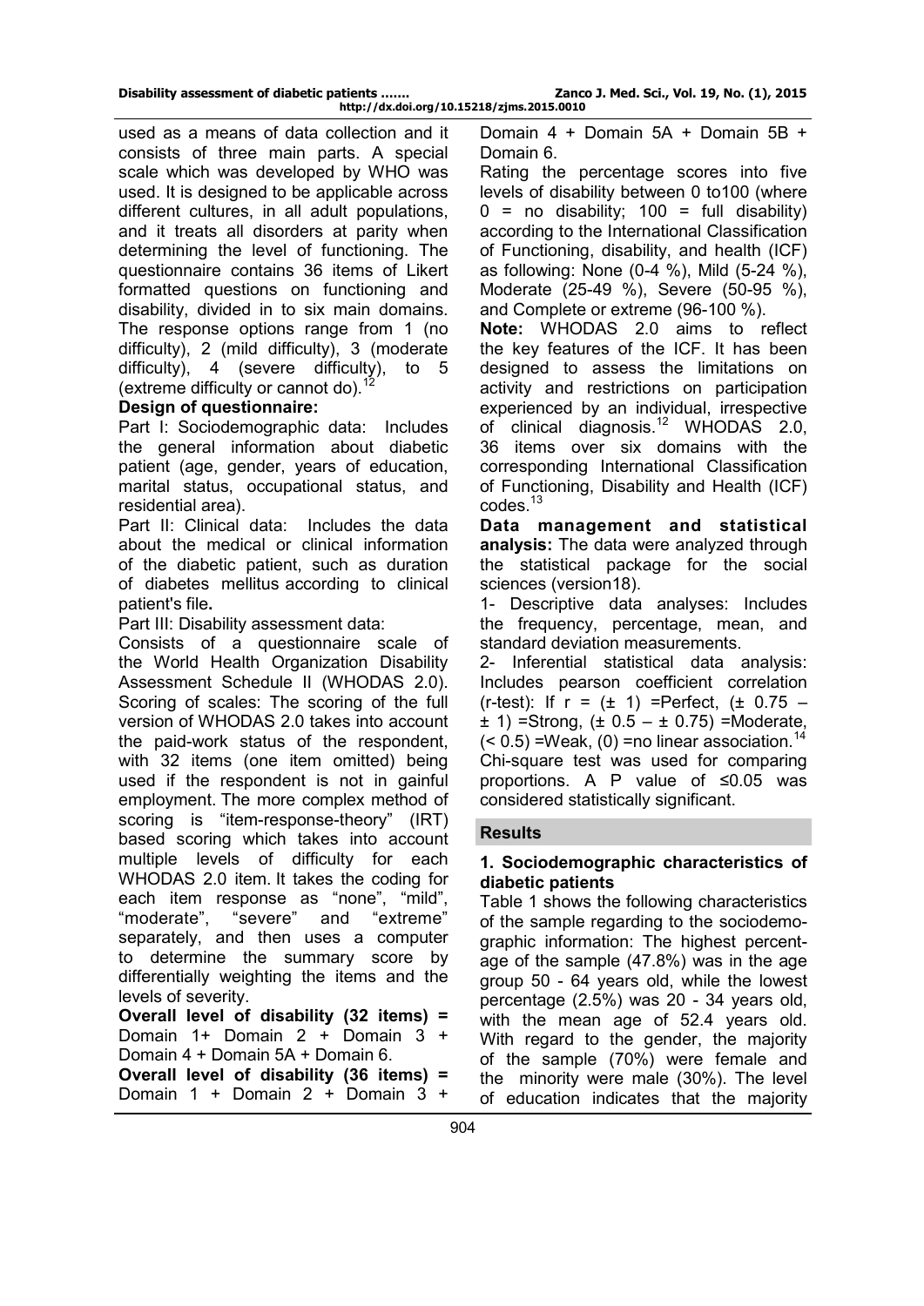used as a means of data collection and it consists of three main parts. A special scale which was developed by WHO was used. It is designed to be applicable across different cultures, in all adult populations, and it treats all disorders at parity when determining the level of functioning. The questionnaire contains 36 items of Likert formatted questions on functioning and disability, divided in to six main domains. The response options range from 1 (no difficulty), 2 (mild difficulty), 3 (moderate difficulty), 4 (severe difficulty), to 5 (extreme difficulty or cannot do).[12]

**Design of questionnaire:**

Part I: Sociodemographic data: Includes the general information about diabetic patient (age, gender, years of education, marital status, occupational status, and residential area).

Part II: Clinical data: Includes the data about the medical or clinical information of the diabetic patient, such as duration of diabetes mellitus according to clinical patient's file**.**

Part III: Disability assessment data:

Consists of a questionnaire scale of the World Health Organization Disability Assessment Schedule II (WHODAS 2.0). Scoring of scales: The scoring of the full version of WHODAS 2.0 takes into account the paid-work status of the respondent, with 32 items (one item omitted) being used if the respondent is not in gainful employment. The more complex method of scoring is "item-response-theory" (IRT) based scoring which takes into account multiple levels of difficulty for each WHODAS 2.0 item. It takes the coding for each item response as "none", "mild", "moderate", "severe" and "extreme" separately, and then uses a computer to determine the summary score by differentially weighting the items and the levels of severity.

**Overall level of disability (32 items) =** Domain 1+ Domain 2 + Domain 3 + Domain 4 + Domain 5A + Domain 6.

**Overall level of disability (36 items) =** Domain 1 + Domain 2 + Domain 3 + Domain 4 + Domain 5A + Domain 5B + Domain 6.

Rating the percentage scores into five levels of disability between 0 to100 (where 0 = no disability; 100 = full disability) according to the International Classification of Functioning, disability, and health (ICF) as following: None (0-4 %), Mild (5-24 %), Moderate (25-49 %), Severe (50-95 %), and Complete or extreme (96-100 %).

**Note:** WHODAS 2.0 aims to reflect the key features of the ICF. It has been designed to assess the limitations on activity and restrictions on participation experienced by an individual, irrespective of clinical diagnosis.[12] WHODAS 2.0, 36 items over six domains with the corresponding International Classification of Functioning, Disability and Health (ICF) codes.[13]

**Data management and statistical analysis:** The data were analyzed through the statistical package for the social sciences (version18).

1- Descriptive data analyses: Includes the frequency, percentage, mean, and standard deviation measurements.

2- Inferential statistical data analysis: Includes pearson coefficient correlation (r-test): If $r = (\pm 1)$ =Perfect, $(\pm 0.75 - \pm 1)$ =Strong, $(\pm 0.5 - \pm 0.75)$ =Moderate, $(< 0.5)$ =Weak, (0) =no linear association.[14] Chi-square test was used for comparing proportions. A P value of $\leq 0.05$ was considered statistically significant.

## Results

### 1. Sociodemographic characteristics of diabetic patients

Table 1 shows the following characteristics of the sample regarding to the sociodemographic information: The highest percentage of the sample (47.8%) was in the age group 50 - 64 years old, while the lowest percentage (2.5%) was 20 - 34 years old, with the mean age of 52.4 years old. With regard to the gender, the majority of the sample (70%) were female and the minority were male (30%). The level of education indicates that the majority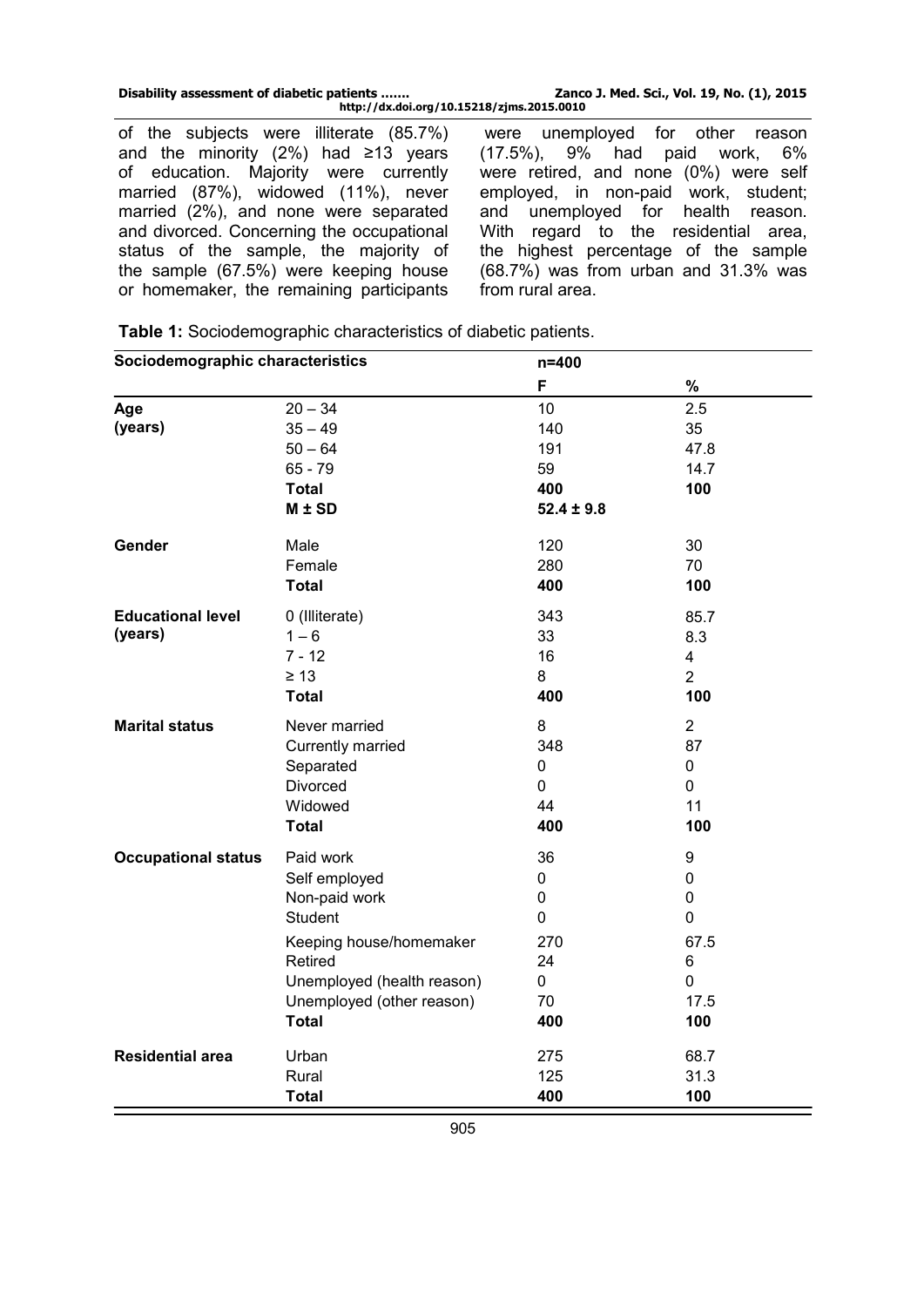of the subjects were illiterate (85.7%) and the minority (2%) had ≥13 years of education. Majority were currently married (87%), widowed (11%), never married (2%), and none were separated and divorced. Concerning the occupational status of the sample, the majority of the sample (67.5%) were keeping house or homemaker, the remaining participants were unemployed for other reason (17.5%), 9% had paid work, 6% were retired, and none (0%) were self employed, in non-paid work, student; and unemployed for health reason. With regard to the residential area, the highest percentage of the sample (68.7%) was from urban and 31.3% was from rural area.

**Table 1:** Sociodemographic characteristics of diabetic patients.

| Sociodemographic characteristics | | n=400 | |
|---|---|---|---|
| | | **F** | **%** |
| **Age (years)** | 20 – 34 | 10 | 2.5 |
| | 35 – 49 | 140 | 35 |
| | 50 – 64 | 191 | 47.8 |
| | 65 - 79 | 59 | 14.7 |
| | **Total** | **400** | **100** |
| | **M ± SD** | **52.4 ± 9.8** | |
| **Gender** | Male | 120 | 30 |
| | Female | 280 | 70 |
| | **Total** | **400** | **100** |
| **Educational level (years)** | 0 (Illiterate) | 343 | 85.7 |
| | 1 – 6 | 33 | 8.3 |
| | 7 - 12 | 16 | 4 |
| | ≥ 13 | 8 | 2 |
| | **Total** | **400** | **100** |
| **Marital status** | Never married | 8 | 2 |
| | Currently married | 348 | 87 |
| | Separated | 0 | 0 |
| | Divorced | 0 | 0 |
| | Widowed | 44 | 11 |
| | **Total** | **400** | **100** |
| **Occupational status** | Paid work | 36 | 9 |
| | Self employed | 0 | 0 |
| | Non-paid work | 0 | 0 |
| | Student | 0 | 0 |
| | Keeping house/homemaker | 270 | 67.5 |
| | Retired | 24 | 6 |
| | Unemployed (health reason) | 0 | 0 |
| | Unemployed (other reason) | 70 | 17.5 |
| | **Total** | **400** | **100** |
| **Residential area** | Urban | 275 | 68.7 |
| | Rural | 125 | 31.3 |
| | **Total** | **400** | **100** |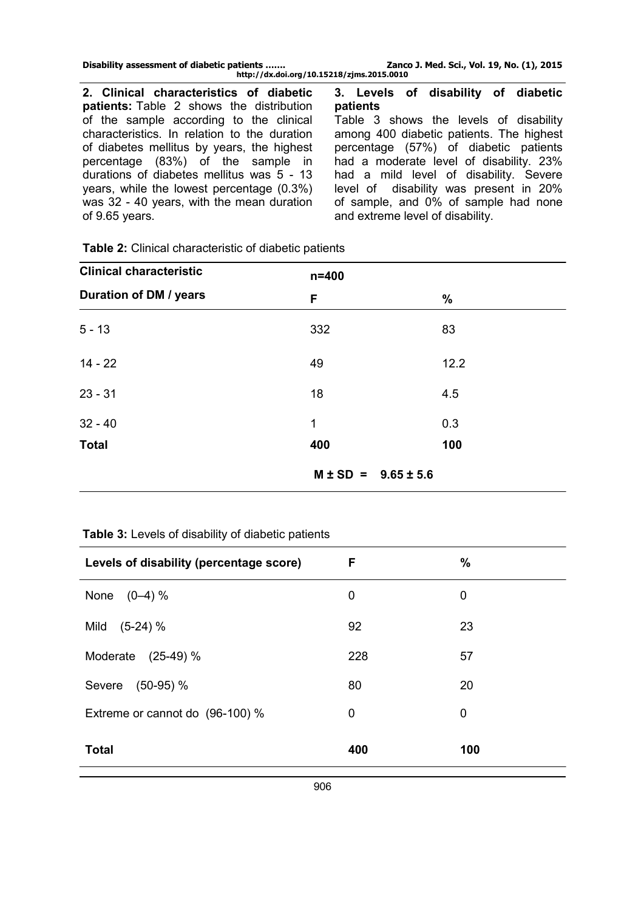**2. Clinical characteristics of diabetic patients:** Table 2 shows the distribution of the sample according to the clinical characteristics. In relation to the duration of diabetes mellitus by years, the highest percentage (83%) of the sample in durations of diabetes mellitus was 5 - 13 years, while the lowest percentage (0.3%) was 32 - 40 years, with the mean duration of 9.65 years.

**3. Levels of disability of diabetic patients**

Table 3 shows the levels of disability among 400 diabetic patients. The highest percentage (57%) of diabetic patients had a moderate level of disability. 23% had a mild level of disability. Severe level of disability was present in 20% of sample, and 0% of sample had none and extreme level of disability.

**Table 2:** Clinical characteristic of diabetic patients

| Clinical characteristic | n=400 | |
|---|---|---|
| **Duration of DM / years** | **F** | **%** |
| 5 - 13 | 332 | 83 |
| 14 - 22 | 49 | 12.2 |
| 23 - 31 | 18 | 4.5 |
| 32 - 40 | 1 | 0.3 |
| **Total** | **400** | **100** |
| | **M ± SD = 9.65 ± 5.6** | |

**Table 3:** Levels of disability of diabetic patients

| Levels of disability (percentage score) | F | % |
|---|---|---|
| None (0–4) % | 0 | 0 |
| Mild (5-24) % | 92 | 23 |
| Moderate (25-49) % | 228 | 57 |
| Severe (50-95) % | 80 | 20 |
| Extreme or cannot do (96-100) % | 0 | 0 |
| **Total** | **400** | **100** |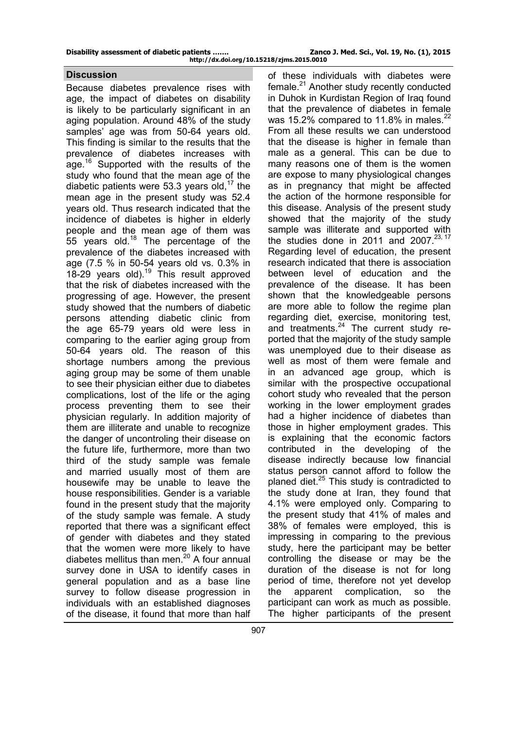## Discussion

Because diabetes prevalence rises with age, the impact of diabetes on disability is likely to be particularly significant in an aging population. Around 48% of the study samples' age was from 50-64 years old. This finding is similar to the results that the prevalence of diabetes increases with age.[16] Supported with the results of the study who found that the mean age of the diabetic patients were 53.3 years old,[17] the mean age in the present study was 52.4 years old. Thus research indicated that the incidence of diabetes is higher in elderly people and the mean age of them was 55 years old.[18] The percentage of the prevalence of the diabetes increased with age (7.5 % in 50-54 years old vs. 0.3% in 18-29 years old).[19] This result approved that the risk of diabetes increased with the progressing of age. However, the present study showed that the numbers of diabetic persons attending diabetic clinic from the age 65-79 years old were less in comparing to the earlier aging group from 50-64 years old. The reason of this shortage numbers among the previous aging group may be some of them unable to see their physician either due to diabetes complications, lost of the life or the aging process preventing them to see their physician regularly. In addition majority of them are illiterate and unable to recognize the danger of uncontroling their disease on the future life, furthermore, more than two third of the study sample was female and married usually most of them are housewife may be unable to leave the house responsibilities. Gender is a variable found in the present study that the majority of the study sample was female. A study reported that there was a significant effect of gender with diabetes and they stated that the women were more likely to have diabetes mellitus than men.[20] A four annual survey done in USA to identify cases in general population and as a base line survey to follow disease progression in individuals with an established diagnoses of the disease, it found that more than half of these individuals with diabetes were female.[21] Another study recently conducted in Duhok in Kurdistan Region of Iraq found that the prevalence of diabetes in female was 15.2% compared to 11.8% in males.[22] From all these results we can understood that the disease is higher in female than male as a general. This can be due to many reasons one of them is the women are expose to many physiological changes as in pregnancy that might be affected the action of the hormone responsible for this disease. Analysis of the present study showed that the majority of the study sample was illiterate and supported with the studies done in 2011 and 2007.[23, 17] Regarding level of education, the present research indicated that there is association between level of education and the prevalence of the disease. It has been shown that the knowledgeable persons are more able to follow the regime plan regarding diet, exercise, monitoring test, and treatments.[24] The current study reported that the majority of the study sample was unemployed due to their disease as well as most of them were female and in an advanced age group, which is similar with the prospective occupational cohort study who revealed that the person working in the lower employment grades had a higher incidence of diabetes than those in higher employment grades. This is explaining that the economic factors contributed in the developing of the disease indirectly because low financial status person cannot afford to follow the planed diet.[25] This study is contradicted to the study done at Iran, they found that 4.1% were employed only. Comparing to the present study that 41% of males and 38% of females were employed, this is impressing in comparing to the previous study, here the participant may be better controlling the disease or may be the duration of the disease is not for long period of time, therefore not yet develop the apparent complication, so the participant can work as much as possible. The higher participants of the present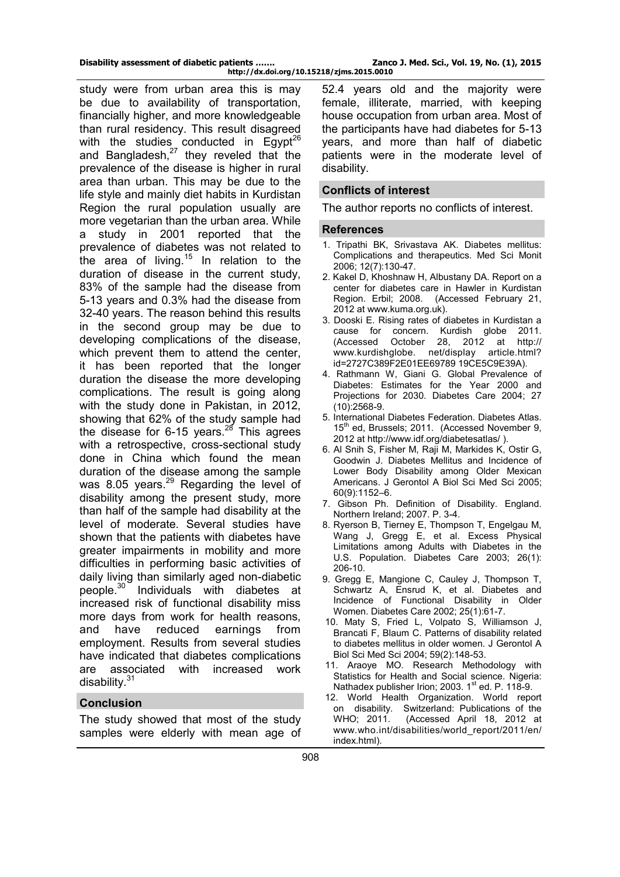study were from urban area this is may be due to availability of transportation, financially higher, and more knowledgeable than rural residency. This result disagreed with the studies conducted in Egypt[26] and Bangladesh,[27] they reveled that the prevalence of the disease is higher in rural area than urban. This may be due to the life style and mainly diet habits in Kurdistan Region the rural population usually are more vegetarian than the urban area. While a study in 2001 reported that the prevalence of diabetes was not related to the area of living.[15] In relation to the duration of disease in the current study, 83% of the sample had the disease from 5-13 years and 0.3% had the disease from 32-40 years. The reason behind this results in the second group may be due to developing complications of the disease, which prevent them to attend the center, it has been reported that the longer duration the disease the more developing complications. The result is going along with the study done in Pakistan, in 2012, showing that 62% of the study sample had the disease for 6-15 years.[28] This agrees with a retrospective, cross-sectional study done in China which found the mean duration of the disease among the sample was 8.05 years.[29] Regarding the level of disability among the present study, more than half of the sample had disability at the level of moderate. Several studies have shown that the patients with diabetes have greater impairments in mobility and more difficulties in performing basic activities of daily living than similarly aged non-diabetic people.[30] Individuals with diabetes at increased risk of functional disability miss more days from work for health reasons, and have reduced earnings from employment. Results from several studies have indicated that diabetes complications are associated with increased work disability.[31]

## Conclusion

The study showed that most of the study samples were elderly with mean age of 52.4 years old and the majority were female, illiterate, married, with keeping house occupation from urban area. Most of the participants have had diabetes for 5-13 years, and more than half of diabetic patients were in the moderate level of disability.

## Conflicts of interest

The author reports no conflicts of interest.

## References

1. Tripathi BK, Srivastava AK. Diabetes mellitus: Complications and therapeutics. Med Sci Monit 2006; 12(7):130-47.
2. Kakel D, Khoshnaw H, Albustany DA. Report on a center for diabetes care in Hawler in Kurdistan Region. Erbil; 2008. (Accessed February 21, 2012 at www.kuma.org.uk).
3. Dooski E. Rising rates of diabetes in Kurdistan a cause for concern. Kurdish globe 2011. (Accessed October 28, 2012 at http:// www.kurdishglobe. net/display article.html? id=2727C389F2E01EE69789 19CE5C9E39A).
4. Rathmann W, Giani G. Global Prevalence of Diabetes: Estimates for the Year 2000 and Projections for 2030. Diabetes Care 2004; 27 (10):2568-9.
5. International Diabetes Federation. Diabetes Atlas. 15th ed, Brussels; 2011. (Accessed November 9, 2012 at http://www.idf.org/diabetesatlas/ ).
6. Al Snih S, Fisher M, Raji M, Markides K, Ostir G, Goodwin J. Diabetes Mellitus and Incidence of Lower Body Disability among Older Mexican Americans. J Gerontol A Biol Sci Med Sci 2005; 60(9):1152–6.
7. Gibson Ph. Definition of Disability. England. Northern Ireland; 2007. P. 3-4.
8. Ryerson B, Tierney E, Thompson T, Engelgau M, Wang J, Gregg E, et al. Excess Physical Limitations among Adults with Diabetes in the U.S. Population. Diabetes Care 2003; 26(1): 206-10.
9. Gregg E, Mangione C, Cauley J, Thompson T, Schwartz A, Ensrud K, et al. Diabetes and Incidence of Functional Disability in Older Women. Diabetes Care 2002; 25(1):61-7.
10. Maty S, Fried L, Volpato S, Williamson J, Brancati F, Blaum C. Patterns of disability related to diabetes mellitus in older women. J Gerontol A Biol Sci Med Sci 2004; 59(2):148-53.
11. Araoye MO. Research Methodology with Statistics for Health and Social science. Nigeria: Nathadex publisher Irion; 2003. 1st ed. P. 118-9.
12. World Health Organization. World report on disability. Switzerland: Publications of the WHO; 2011. (Accessed April 18, 2012 at www.who.int/disabilities/world_report/2011/en/ index.html).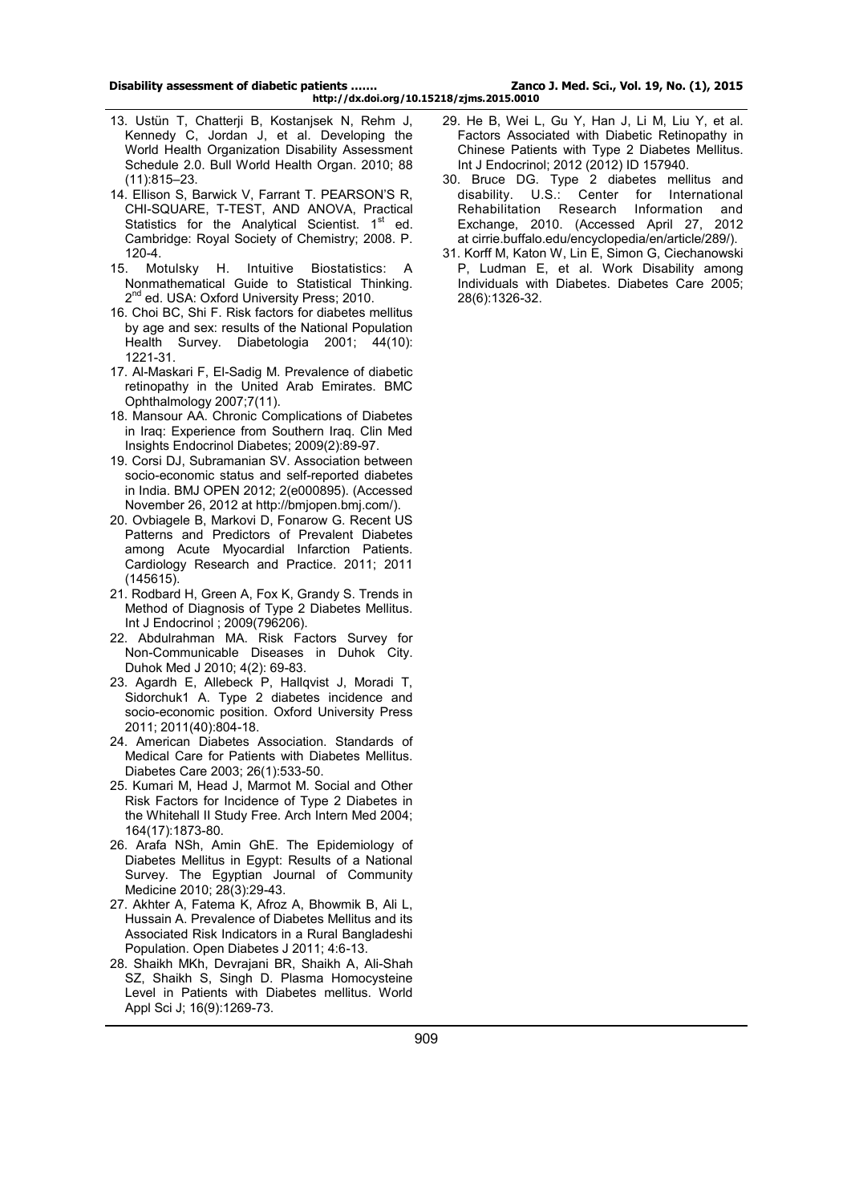13. Ustün T, Chatterji B, Kostanjsek N, Rehm J, Kennedy C, Jordan J, et al. Developing the World Health Organization Disability Assessment Schedule 2.0. Bull World Health Organ. 2010; 88 (11):815–23.
14. Ellison S, Barwick V, Farrant T. PEARSON'S R, CHI-SQUARE, T-TEST, AND ANOVA, Practical Statistics for the Analytical Scientist. 1st ed. Cambridge: Royal Society of Chemistry; 2008. P. 120-4.
15. Motulsky H. Intuitive Biostatistics: A Nonmathematical Guide to Statistical Thinking. 2nd ed. USA: Oxford University Press; 2010.
16. Choi BC, Shi F. Risk factors for diabetes mellitus by age and sex: results of the National Population Health Survey. Diabetologia 2001; 44(10): 1221-31.
17. Al-Maskari F, El-Sadig M. Prevalence of diabetic retinopathy in the United Arab Emirates. BMC Ophthalmology 2007;7(11).
18. Mansour AA. Chronic Complications of Diabetes in Iraq: Experience from Southern Iraq. Clin Med Insights Endocrinol Diabetes; 2009(2):89-97.
19. Corsi DJ, Subramanian SV. Association between socio-economic status and self-reported diabetes in India. BMJ OPEN 2012; 2(e000895). (Accessed November 26, 2012 at http://bmjopen.bmj.com/).
20. Ovbiagele B, Markovi D, Fonarow G. Recent US Patterns and Predictors of Prevalent Diabetes among Acute Myocardial Infarction Patients. Cardiology Research and Practice. 2011; 2011 (145615).
21. Rodbard H, Green A, Fox K, Grandy S. Trends in Method of Diagnosis of Type 2 Diabetes Mellitus. Int J Endocrinol ; 2009(796206).
22. Abdulrahman MA. Risk Factors Survey for Non-Communicable Diseases in Duhok City. Duhok Med J 2010; 4(2): 69-83.
23. Agardh E, Allebeck P, Hallqvist J, Moradi T, Sidorchuk1 A. Type 2 diabetes incidence and socio-economic position. Oxford University Press 2011; 2011(40):804-18.
24. American Diabetes Association. Standards of Medical Care for Patients with Diabetes Mellitus. Diabetes Care 2003; 26(1):533-50.
25. Kumari M, Head J, Marmot M. Social and Other Risk Factors for Incidence of Type 2 Diabetes in the Whitehall II Study Free. Arch Intern Med 2004; 164(17):1873-80.
26. Arafa NSh, Amin GhE. The Epidemiology of Diabetes Mellitus in Egypt: Results of a National Survey. The Egyptian Journal of Community Medicine 2010; 28(3):29-43.
27. Akhter A, Fatema K, Afroz A, Bhowmik B, Ali L, Hussain A. Prevalence of Diabetes Mellitus and its Associated Risk Indicators in a Rural Bangladeshi Population. Open Diabetes J 2011; 4:6-13.
28. Shaikh MKh, Devrajani BR, Shaikh A, Ali-Shah SZ, Shaikh S, Singh D. Plasma Homocysteine Level in Patients with Diabetes mellitus. World Appl Sci J; 16(9):1269-73.
29. He B, Wei L, Gu Y, Han J, Li M, Liu Y, et al. Factors Associated with Diabetic Retinopathy in Chinese Patients with Type 2 Diabetes Mellitus. Int J Endocrinol; 2012 (2012) ID 157940.
30. Bruce DG. Type 2 diabetes mellitus and disability. U.S.: Center for International Rehabilitation Research Information and Exchange, 2010. (Accessed April 27, 2012 at cirrie.buffalo.edu/encyclopedia/en/article/289/).
31. Korff M, Katon W, Lin E, Simon G, Ciechanowski P, Ludman E, et al. Work Disability among Individuals with Diabetes. Diabetes Care 2005; 28(6):1326-32.